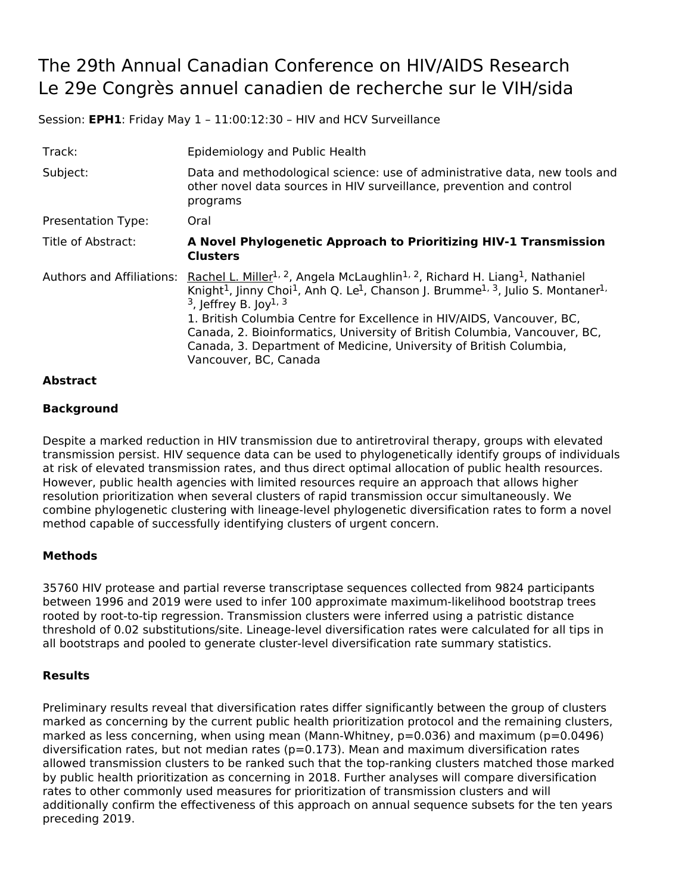# The 29th Annual Canadian Conference on HIV/AIDS Research
# Le 29e Congrès annuel canadien de recherche sur le VIH/sida

Session: **EPH1**: Friday May 1 – 11:00:12:30 – HIV and HCV Surveillance

| | |
|---|---|
| Track: | Epidemiology and Public Health |
| Subject: | Data and methodological science: use of administrative data, new tools and other novel data sources in HIV surveillance, prevention and control programs |
| Presentation Type: | Oral |
| Title of Abstract: | **A Novel Phylogenetic Approach to Prioritizing HIV-1 Transmission Clusters** |
| Authors and Affiliations: | Rachel L. Miller[1, 2], Angela McLaughlin[1, 2], Richard H. Liang[1], Nathaniel Knight[1], Jinny Choi[1], Anh Q. Le[1], Chanson J. Brumme[1, 3], Julio S. Montaner[1, 3], Jeffrey B. Joy[1, 3]<br>1. British Columbia Centre for Excellence in HIV/AIDS, Vancouver, BC, Canada, 2. Bioinformatics, University of British Columbia, Vancouver, BC, Canada, 3. Department of Medicine, University of British Columbia, Vancouver, BC, Canada |

**Abstract**

**Background**

Despite a marked reduction in HIV transmission due to antiretroviral therapy, groups with elevated transmission persist. HIV sequence data can be used to phylogenetically identify groups of individuals at risk of elevated transmission rates, and thus direct optimal allocation of public health resources. However, public health agencies with limited resources require an approach that allows higher resolution prioritization when several clusters of rapid transmission occur simultaneously. We combine phylogenetic clustering with lineage-level phylogenetic diversification rates to form a novel method capable of successfully identifying clusters of urgent concern.

**Methods**

35760 HIV protease and partial reverse transcriptase sequences collected from 9824 participants between 1996 and 2019 were used to infer 100 approximate maximum-likelihood bootstrap trees rooted by root-to-tip regression. Transmission clusters were inferred using a patristic distance threshold of 0.02 substitutions/site. Lineage-level diversification rates were calculated for all tips in all bootstraps and pooled to generate cluster-level diversification rate summary statistics.

**Results**

Preliminary results reveal that diversification rates differ significantly between the group of clusters marked as concerning by the current public health prioritization protocol and the remaining clusters, marked as less concerning, when using mean (Mann-Whitney, $p=0.036$) and maximum ($p=0.0496$) diversification rates, but not median rates ($p=0.173$). Mean and maximum diversification rates allowed transmission clusters to be ranked such that the top-ranking clusters matched those marked by public health prioritization as concerning in 2018. Further analyses will compare diversification rates to other commonly used measures for prioritization of transmission clusters and will additionally confirm the effectiveness of this approach on annual sequence subsets for the ten years preceding 2019.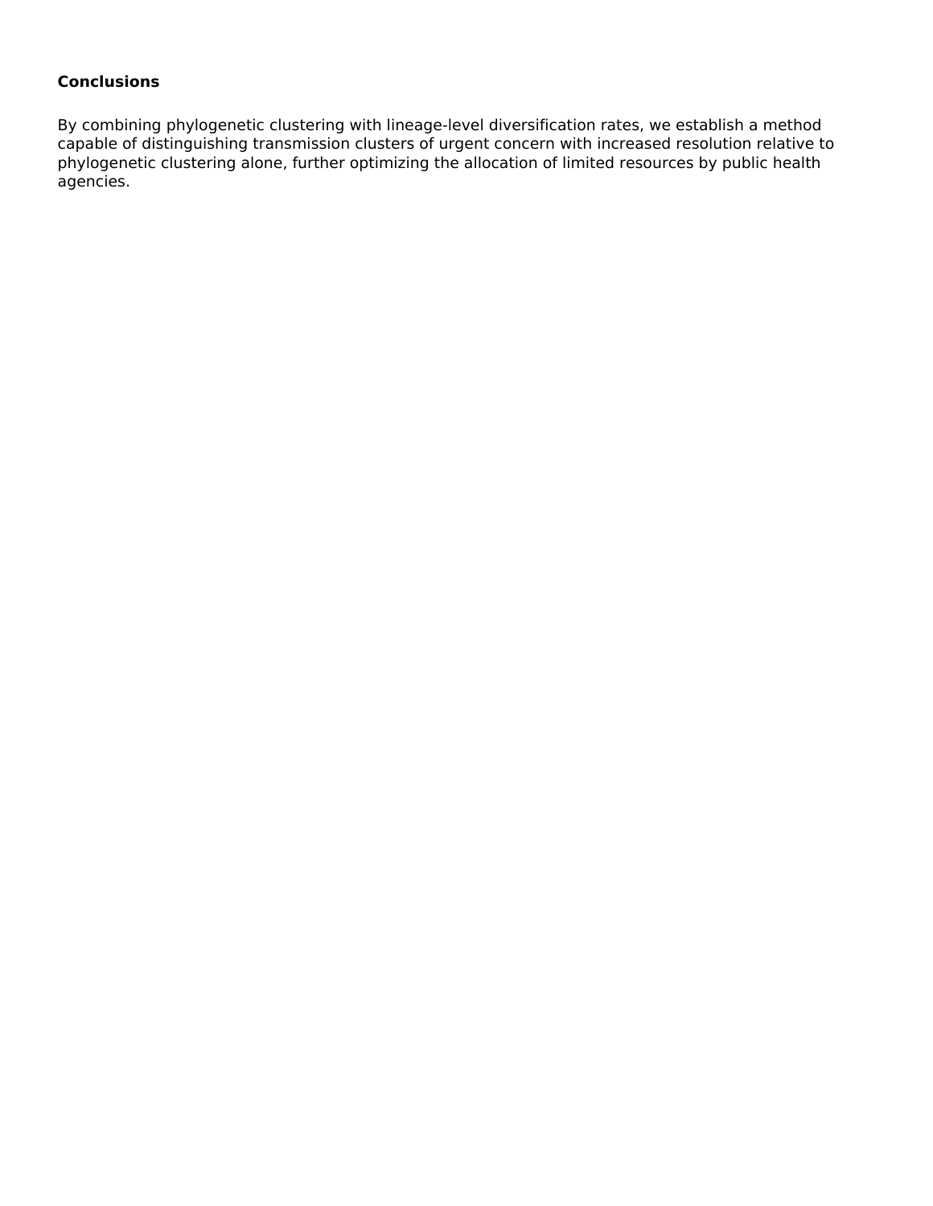**Conclusions**

By combining phylogenetic clustering with lineage-level diversification rates, we establish a method capable of distinguishing transmission clusters of urgent concern with increased resolution relative to phylogenetic clustering alone, further optimizing the allocation of limited resources by public health agencies.